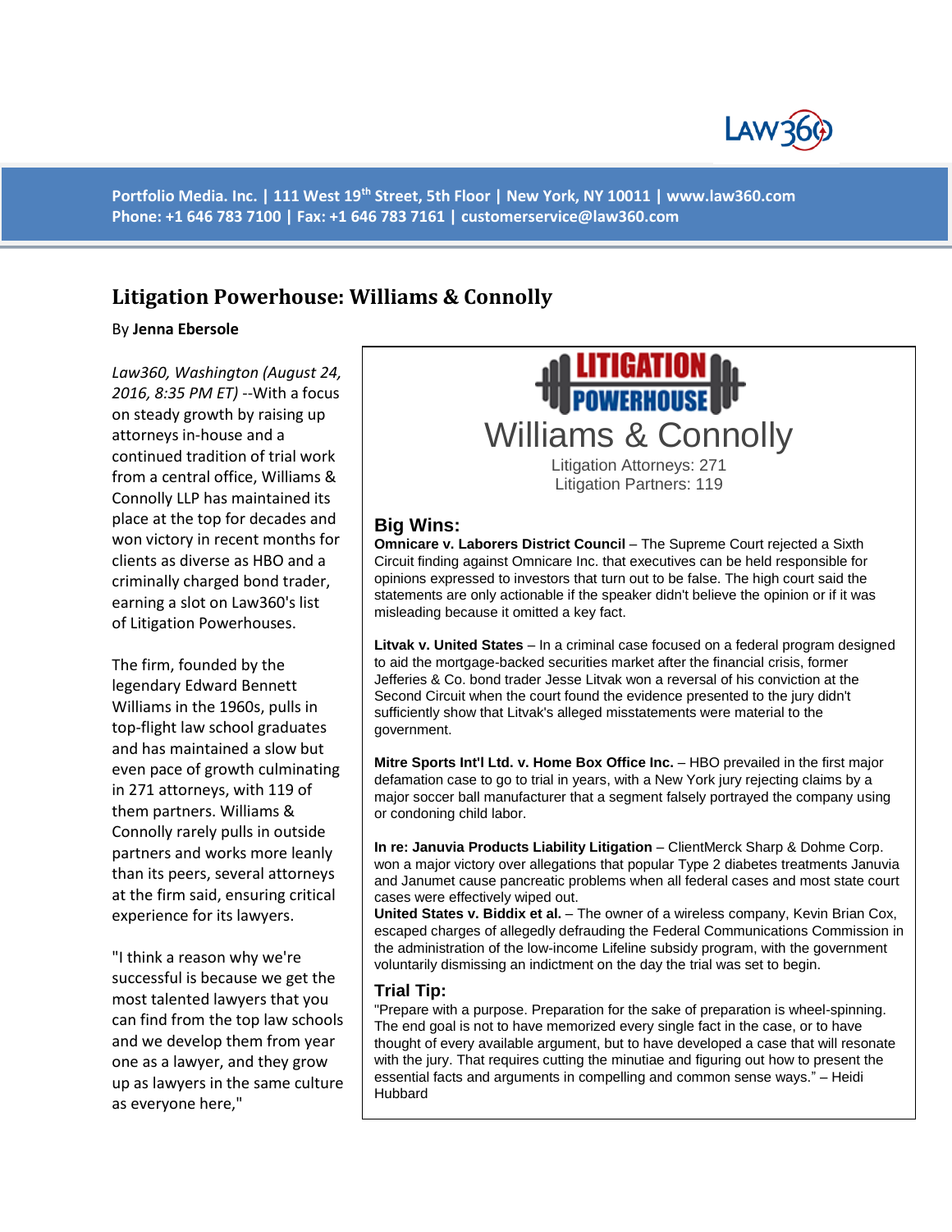# Litigation Powerhouse: Williams & Connolly

By **Jenna Ebersole**

*Law360, Washington (August 24, 2016, 8:35 PM ET)* --With a focus on steady growth by raising up attorneys in-house and a continued tradition of trial work from a central office, Williams & Connolly LLP has maintained its place at the top for decades and won victory in recent months for clients as diverse as HBO and a criminally charged bond trader, earning a slot on Law360's list of Litigation Powerhouses.

The firm, founded by the legendary Edward Bennett Williams in the 1960s, pulls in top-flight law school graduates and has maintained a slow but even pace of growth culminating in 271 attorneys, with 119 of them partners. Williams & Connolly rarely pulls in outside partners and works more leanly than its peers, several attorneys at the firm said, ensuring critical experience for its lawyers.

"I think a reason why we're successful is because we get the most talented lawyers that you can find from the top law schools and we develop them from year one as a lawyer, and they grow up as lawyers in the same culture as everyone here,"

---

**LITIGATION POWERHOUSE**

## Williams & Connolly

Litigation Attorneys: 271
Litigation Partners: 119

### Big Wins:

**Omnicare v. Laborers District Council** – The Supreme Court rejected a Sixth Circuit finding against Omnicare Inc. that executives can be held responsible for opinions expressed to investors that turn out to be false. The high court said the statements are only actionable if the speaker didn't believe the opinion or if it was misleading because it omitted a key fact.

**Litvak v. United States** – In a criminal case focused on a federal program designed to aid the mortgage-backed securities market after the financial crisis, former Jefferies & Co. bond trader Jesse Litvak won a reversal of his conviction at the Second Circuit when the court found the evidence presented to the jury didn't sufficiently show that Litvak's alleged misstatements were material to the government.

**Mitre Sports Int'l Ltd. v. Home Box Office Inc.** – HBO prevailed in the first major defamation case to go to trial in years, with a New York jury rejecting claims by a major soccer ball manufacturer that a segment falsely portrayed the company using or condoning child labor.

**In re: Januvia Products Liability Litigation** – ClientMerck Sharp & Dohme Corp. won a major victory over allegations that popular Type 2 diabetes treatments Januvia and Janumet cause pancreatic problems when all federal cases and most state court cases were effectively wiped out.

**United States v. Biddix et al.** – The owner of a wireless company, Kevin Brian Cox, escaped charges of allegedly defrauding the Federal Communications Commission in the administration of the low-income Lifeline subsidy program, with the government voluntarily dismissing an indictment on the day the trial was set to begin.

### Trial Tip:

"Prepare with a purpose. Preparation for the sake of preparation is wheel-spinning. The end goal is not to have memorized every single fact in the case, or to have thought of every available argument, but to have developed a case that will resonate with the jury. That requires cutting the minutiae and figuring out how to present the essential facts and arguments in compelling and common sense ways." – Heidi Hubbard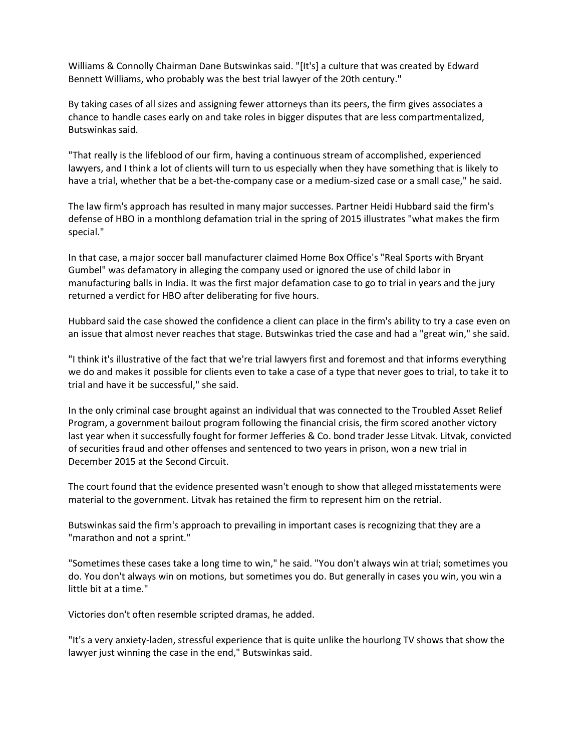Williams & Connolly Chairman Dane Butswinkas said. "[It's] a culture that was created by Edward Bennett Williams, who probably was the best trial lawyer of the 20th century."

By taking cases of all sizes and assigning fewer attorneys than its peers, the firm gives associates a chance to handle cases early on and take roles in bigger disputes that are less compartmentalized, Butswinkas said.

"That really is the lifeblood of our firm, having a continuous stream of accomplished, experienced lawyers, and I think a lot of clients will turn to us especially when they have something that is likely to have a trial, whether that be a bet-the-company case or a medium-sized case or a small case," he said.

The law firm's approach has resulted in many major successes. Partner Heidi Hubbard said the firm's defense of HBO in a monthlong defamation trial in the spring of 2015 illustrates "what makes the firm special."

In that case, a major soccer ball manufacturer claimed Home Box Office's "Real Sports with Bryant Gumbel" was defamatory in alleging the company used or ignored the use of child labor in manufacturing balls in India. It was the first major defamation case to go to trial in years and the jury returned a verdict for HBO after deliberating for five hours.

Hubbard said the case showed the confidence a client can place in the firm's ability to try a case even on an issue that almost never reaches that stage. Butswinkas tried the case and had a "great win," she said.

"I think it's illustrative of the fact that we're trial lawyers first and foremost and that informs everything we do and makes it possible for clients even to take a case of a type that never goes to trial, to take it to trial and have it be successful," she said.

In the only criminal case brought against an individual that was connected to the Troubled Asset Relief Program, a government bailout program following the financial crisis, the firm scored another victory last year when it successfully fought for former Jefferies & Co. bond trader Jesse Litvak. Litvak, convicted of securities fraud and other offenses and sentenced to two years in prison, won a new trial in December 2015 at the Second Circuit.

The court found that the evidence presented wasn't enough to show that alleged misstatements were material to the government. Litvak has retained the firm to represent him on the retrial.

Butswinkas said the firm's approach to prevailing in important cases is recognizing that they are a "marathon and not a sprint."

"Sometimes these cases take a long time to win," he said. "You don't always win at trial; sometimes you do. You don't always win on motions, but sometimes you do. But generally in cases you win, you win a little bit at a time."

Victories don't often resemble scripted dramas, he added.

"It's a very anxiety-laden, stressful experience that is quite unlike the hourlong TV shows that show the lawyer just winning the case in the end," Butswinkas said.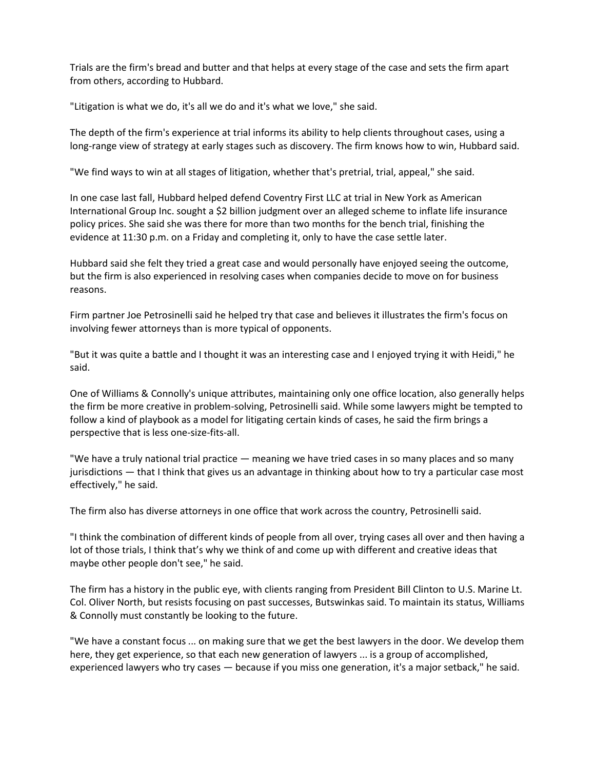Trials are the firm's bread and butter and that helps at every stage of the case and sets the firm apart from others, according to Hubbard.

"Litigation is what we do, it's all we do and it's what we love," she said.

The depth of the firm's experience at trial informs its ability to help clients throughout cases, using a long-range view of strategy at early stages such as discovery. The firm knows how to win, Hubbard said.

"We find ways to win at all stages of litigation, whether that's pretrial, trial, appeal," she said.

In one case last fall, Hubbard helped defend Coventry First LLC at trial in New York as American International Group Inc. sought a $2 billion judgment over an alleged scheme to inflate life insurance policy prices. She said she was there for more than two months for the bench trial, finishing the evidence at 11:30 p.m. on a Friday and completing it, only to have the case settle later.

Hubbard said she felt they tried a great case and would personally have enjoyed seeing the outcome, but the firm is also experienced in resolving cases when companies decide to move on for business reasons.

Firm partner Joe Petrosinelli said he helped try that case and believes it illustrates the firm's focus on involving fewer attorneys than is more typical of opponents.

"But it was quite a battle and I thought it was an interesting case and I enjoyed trying it with Heidi," he said.

One of Williams & Connolly's unique attributes, maintaining only one office location, also generally helps the firm be more creative in problem-solving, Petrosinelli said. While some lawyers might be tempted to follow a kind of playbook as a model for litigating certain kinds of cases, he said the firm brings a perspective that is less one-size-fits-all.

"We have a truly national trial practice — meaning we have tried cases in so many places and so many jurisdictions — that I think that gives us an advantage in thinking about how to try a particular case most effectively," he said.

The firm also has diverse attorneys in one office that work across the country, Petrosinelli said.

"I think the combination of different kinds of people from all over, trying cases all over and then having a lot of those trials, I think that's why we think of and come up with different and creative ideas that maybe other people don't see," he said.

The firm has a history in the public eye, with clients ranging from President Bill Clinton to U.S. Marine Lt. Col. Oliver North, but resists focusing on past successes, Butswinkas said. To maintain its status, Williams & Connolly must constantly be looking to the future.

"We have a constant focus ... on making sure that we get the best lawyers in the door. We develop them here, they get experience, so that each new generation of lawyers ... is a group of accomplished, experienced lawyers who try cases — because if you miss one generation, it's a major setback," he said.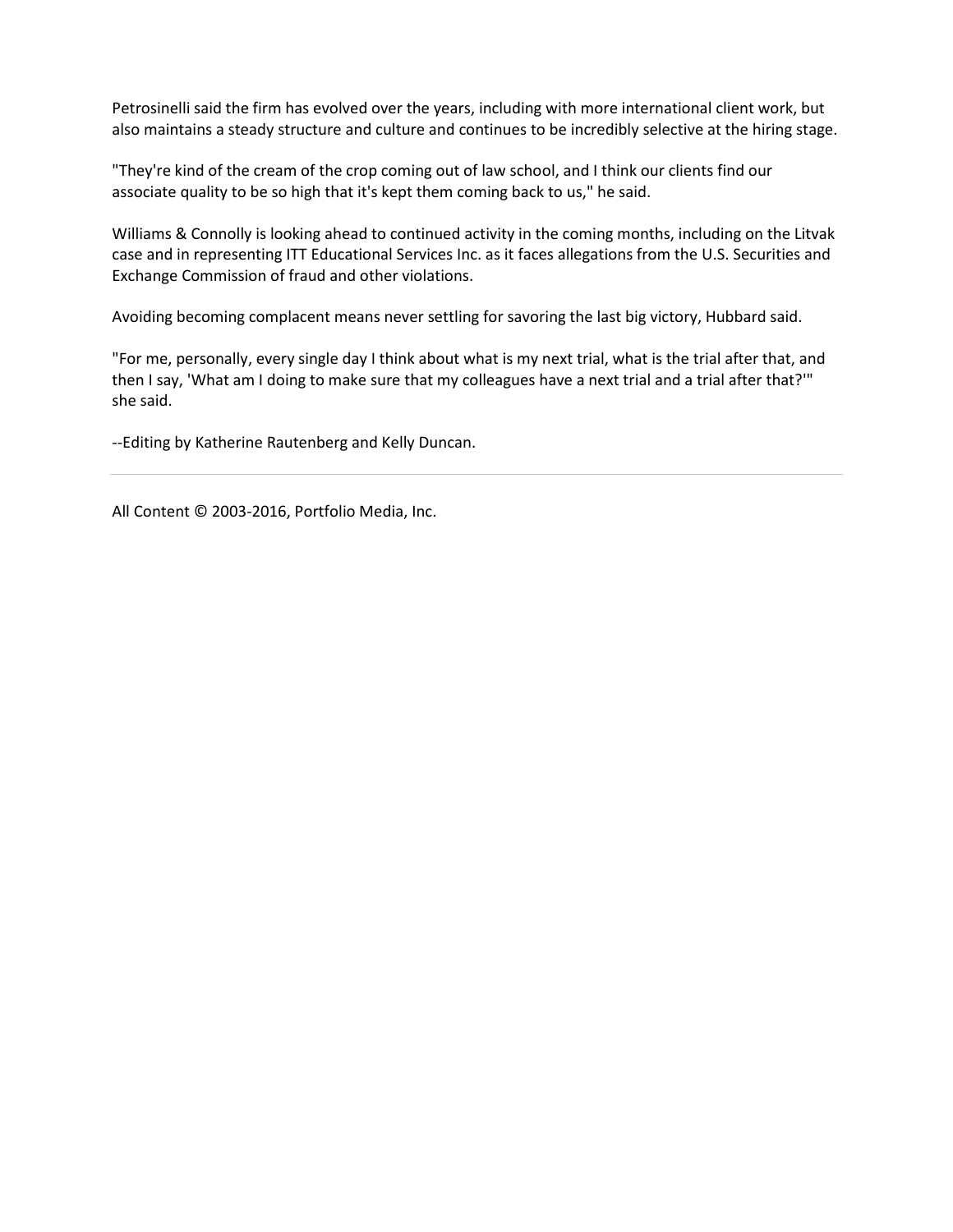Petrosinelli said the firm has evolved over the years, including with more international client work, but also maintains a steady structure and culture and continues to be incredibly selective at the hiring stage.

"They're kind of the cream of the crop coming out of law school, and I think our clients find our associate quality to be so high that it's kept them coming back to us," he said.

Williams & Connolly is looking ahead to continued activity in the coming months, including on the Litvak case and in representing ITT Educational Services Inc. as it faces allegations from the U.S. Securities and Exchange Commission of fraud and other violations.

Avoiding becoming complacent means never settling for savoring the last big victory, Hubbard said.

"For me, personally, every single day I think about what is my next trial, what is the trial after that, and then I say, 'What am I doing to make sure that my colleagues have a next trial and a trial after that?'" she said.

--Editing by Katherine Rautenberg and Kelly Duncan.

---

All Content © 2003-2016, Portfolio Media, Inc.